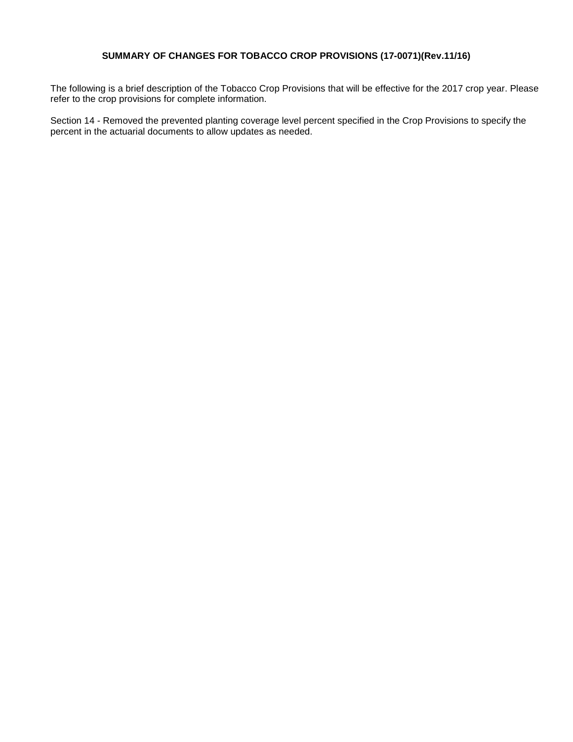# SUMMARY OF CHANGES FOR TOBACCO CROP PROVISIONS (17-0071)(Rev.11/16)

The following is a brief description of the Tobacco Crop Provisions that will be effective for the 2017 crop year. Please refer to the crop provisions for complete information.

Section 14 - Removed the prevented planting coverage level percent specified in the Crop Provisions to specify the percent in the actuarial documents to allow updates as needed.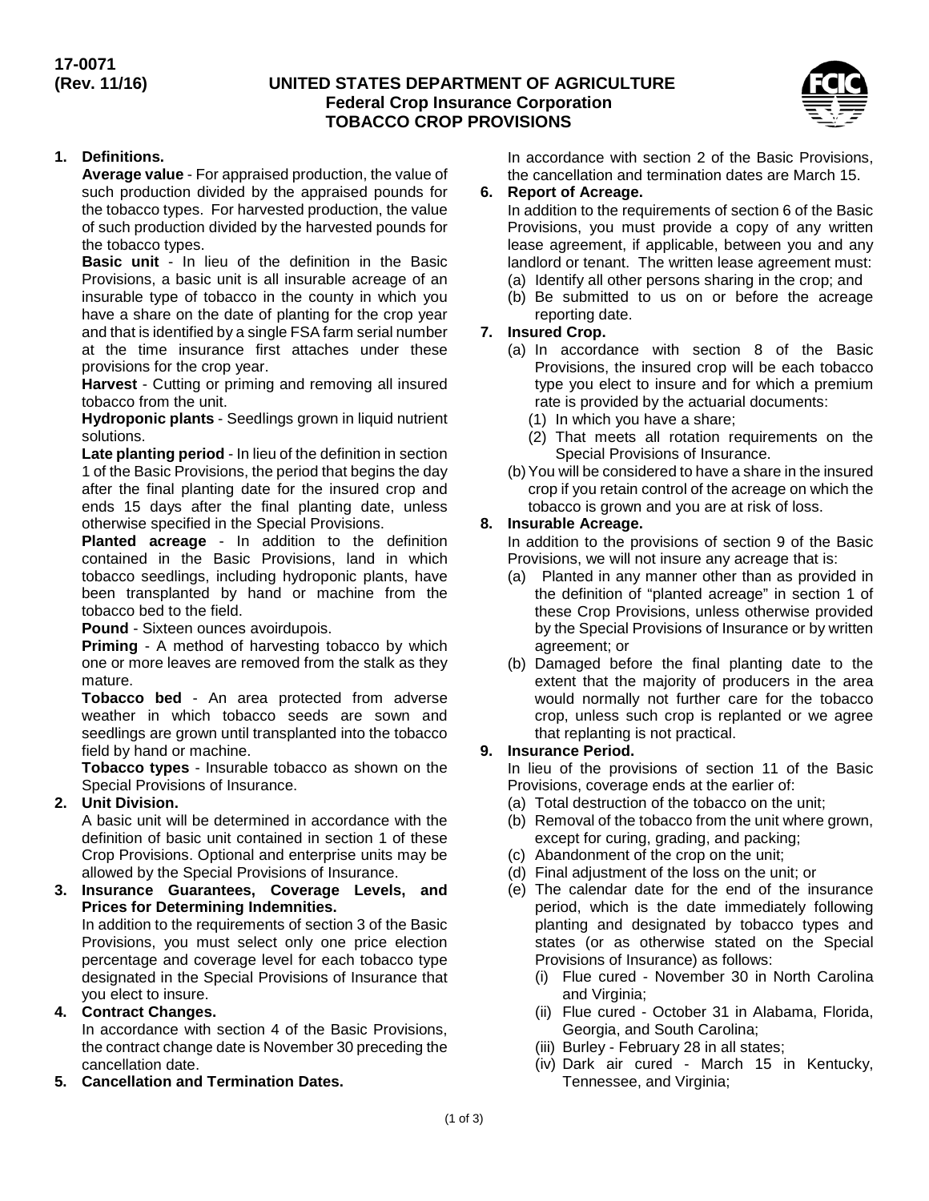17-0071
(Rev. 11/16)

# UNITED STATES DEPARTMENT OF AGRICULTURE
## Federal Crop Insurance Corporation
## TOBACCO CROP PROVISIONS

**1. Definitions.**

**Average value** - For appraised production, the value of such production divided by the appraised pounds for the tobacco types. For harvested production, the value of such production divided by the harvested pounds for the tobacco types.

**Basic unit** - In lieu of the definition in the Basic Provisions, a basic unit is all insurable acreage of an insurable type of tobacco in the county in which you have a share on the date of planting for the crop year and that is identified by a single FSA farm serial number at the time insurance first attaches under these provisions for the crop year.

**Harvest** - Cutting or priming and removing all insured tobacco from the unit.

**Hydroponic plants** - Seedlings grown in liquid nutrient solutions.

**Late planting period** - In lieu of the definition in section 1 of the Basic Provisions, the period that begins the day after the final planting date for the insured crop and ends 15 days after the final planting date, unless otherwise specified in the Special Provisions.

**Planted acreage** - In addition to the definition contained in the Basic Provisions, land in which tobacco seedlings, including hydroponic plants, have been transplanted by hand or machine from the tobacco bed to the field.

**Pound** - Sixteen ounces avoirdupois.

**Priming** - A method of harvesting tobacco by which one or more leaves are removed from the stalk as they mature.

**Tobacco bed** - An area protected from adverse weather in which tobacco seeds are sown and seedlings are grown until transplanted into the tobacco field by hand or machine.

**Tobacco types** - Insurable tobacco as shown on the Special Provisions of Insurance.

**2. Unit Division.**

A basic unit will be determined in accordance with the definition of basic unit contained in section 1 of these Crop Provisions. Optional and enterprise units may be allowed by the Special Provisions of Insurance.

**3. Insurance Guarantees, Coverage Levels, and Prices for Determining Indemnities.**

In addition to the requirements of section 3 of the Basic Provisions, you must select only one price election percentage and coverage level for each tobacco type designated in the Special Provisions of Insurance that you elect to insure.

**4. Contract Changes.**

In accordance with section 4 of the Basic Provisions, the contract change date is November 30 preceding the cancellation date.

**5. Cancellation and Termination Dates.**

In accordance with section 2 of the Basic Provisions, the cancellation and termination dates are March 15.

**6. Report of Acreage.**

In addition to the requirements of section 6 of the Basic Provisions, you must provide a copy of any written lease agreement, if applicable, between you and any landlord or tenant. The written lease agreement must:

(a) Identify all other persons sharing in the crop; and
(b) Be submitted to us on or before the acreage reporting date.

**7. Insured Crop.**

(a) In accordance with section 8 of the Basic Provisions, the insured crop will be each tobacco type you elect to insure and for which a premium rate is provided by the actuarial documents:
   (1) In which you have a share;
   (2) That meets all rotation requirements on the Special Provisions of Insurance.
(b) You will be considered to have a share in the insured crop if you retain control of the acreage on which the tobacco is grown and you are at risk of loss.

**8. Insurable Acreage.**

In addition to the provisions of section 9 of the Basic Provisions, we will not insure any acreage that is:

(a) Planted in any manner other than as provided in the definition of "planted acreage" in section 1 of these Crop Provisions, unless otherwise provided by the Special Provisions of Insurance or by written agreement; or
(b) Damaged before the final planting date to the extent that the majority of producers in the area would normally not further care for the tobacco crop, unless such crop is replanted or we agree that replanting is not practical.

**9. Insurance Period.**

In lieu of the provisions of section 11 of the Basic Provisions, coverage ends at the earlier of:

(a) Total destruction of the tobacco on the unit;
(b) Removal of the tobacco from the unit where grown, except for curing, grading, and packing;
(c) Abandonment of the crop on the unit;
(d) Final adjustment of the loss on the unit; or
(e) The calendar date for the end of the insurance period, which is the date immediately following planting and designated by tobacco types and states (or as otherwise stated on the Special Provisions of Insurance) as follows:
   (i) Flue cured - November 30 in North Carolina and Virginia;
   (ii) Flue cured - October 31 in Alabama, Florida, Georgia, and South Carolina;
   (iii) Burley - February 28 in all states;
   (iv) Dark air cured - March 15 in Kentucky, Tennessee, and Virginia;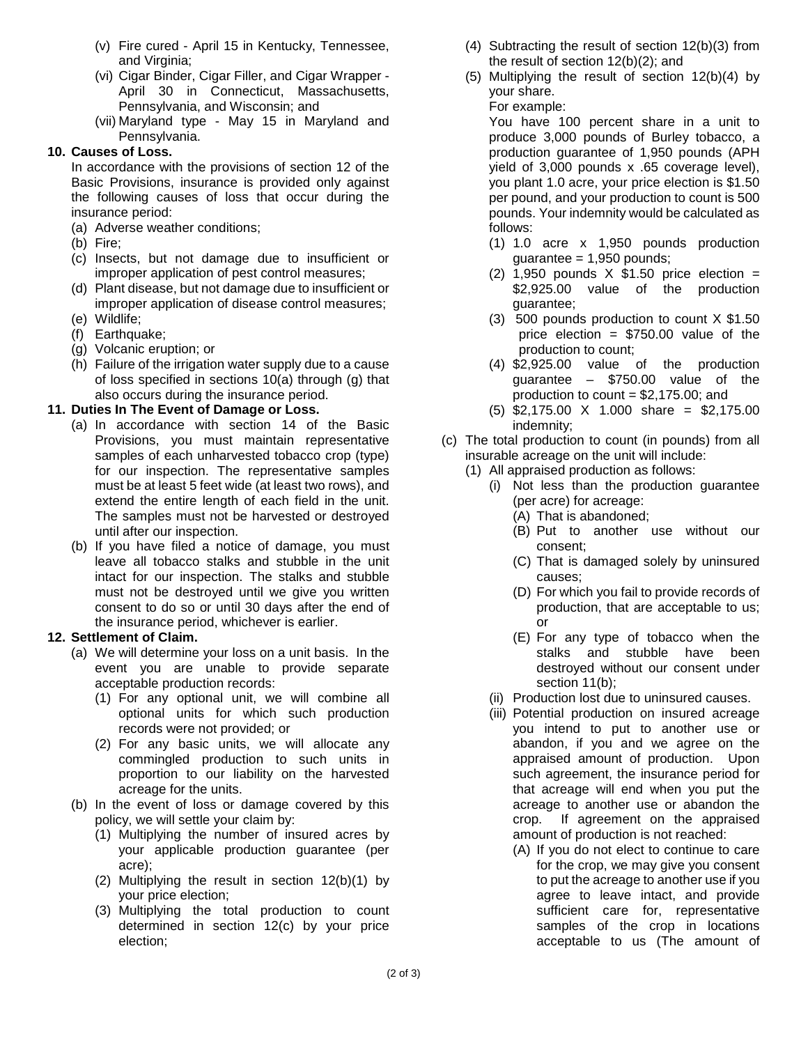- (v) Fire cured - April 15 in Kentucky, Tennessee, and Virginia;
- (vi) Cigar Binder, Cigar Filler, and Cigar Wrapper - April 30 in Connecticut, Massachusetts, Pennsylvania, and Wisconsin; and
- (vii) Maryland type - May 15 in Maryland and Pennsylvania.

**10. Causes of Loss.**

In accordance with the provisions of section 12 of the Basic Provisions, insurance is provided only against the following causes of loss that occur during the insurance period:

- (a) Adverse weather conditions;
- (b) Fire;
- (c) Insects, but not damage due to insufficient or improper application of pest control measures;
- (d) Plant disease, but not damage due to insufficient or improper application of disease control measures;
- (e) Wildlife;
- (f) Earthquake;
- (g) Volcanic eruption; or
- (h) Failure of the irrigation water supply due to a cause of loss specified in sections 10(a) through (g) that also occurs during the insurance period.

**11. Duties In The Event of Damage or Loss.**

- (a) In accordance with section 14 of the Basic Provisions, you must maintain representative samples of each unharvested tobacco crop (type) for our inspection. The representative samples must be at least 5 feet wide (at least two rows), and extend the entire length of each field in the unit. The samples must not be harvested or destroyed until after our inspection.
- (b) If you have filed a notice of damage, you must leave all tobacco stalks and stubble in the unit intact for our inspection. The stalks and stubble must not be destroyed until we give you written consent to do so or until 30 days after the end of the insurance period, whichever is earlier.

**12. Settlement of Claim.**

- (a) We will determine your loss on a unit basis. In the event you are unable to provide separate acceptable production records:
  - (1) For any optional unit, we will combine all optional units for which such production records were not provided; or
  - (2) For any basic units, we will allocate any commingled production to such units in proportion to our liability on the harvested acreage for the units.
- (b) In the event of loss or damage covered by this policy, we will settle your claim by:
  - (1) Multiplying the number of insured acres by your applicable production guarantee (per acre);
  - (2) Multiplying the result in section 12(b)(1) by your price election;
  - (3) Multiplying the total production to count determined in section 12(c) by your price election;
  - (4) Subtracting the result of section 12(b)(3) from the result of section 12(b)(2); and
  - (5) Multiplying the result of section 12(b)(4) by your share.

  For example:

  You have 100 percent share in a unit to produce 3,000 pounds of Burley tobacco, a production guarantee of 1,950 pounds (APH yield of 3,000 pounds x .65 coverage level), you plant 1.0 acre, your price election is $1.50 per pound, and your production to count is 500 pounds. Your indemnity would be calculated as follows:

  - (1) 1.0 acre x 1,950 pounds production guarantee = 1,950 pounds;
  - (2) 1,950 pounds X $1.50 price election = $2,925.00 value of the production guarantee;
  - (3) 500 pounds production to count X $1.50 price election = $750.00 value of the production to count;
  - (4) $2,925.00 value of the production guarantee – $750.00 value of the production to count = $2,175.00; and
  - (5) $2,175.00 X 1.000 share = $2,175.00 indemnity;
- (c) The total production to count (in pounds) from all insurable acreage on the unit will include:
  - (1) All appraised production as follows:
    - (i) Not less than the production guarantee (per acre) for acreage:
      - (A) That is abandoned;
      - (B) Put to another use without our consent;
      - (C) That is damaged solely by uninsured causes;
      - (D) For which you fail to provide records of production, that are acceptable to us; or
      - (E) For any type of tobacco when the stalks and stubble have been destroyed without our consent under section 11(b);
    - (ii) Production lost due to uninsured causes.
    - (iii) Potential production on insured acreage you intend to put to another use or abandon, if you and we agree on the appraised amount of production. Upon such agreement, the insurance period for that acreage will end when you put the acreage to another use or abandon the crop. If agreement on the appraised amount of production is not reached:
      - (A) If you do not elect to continue to care for the crop, we may give you consent to put the acreage to another use if you agree to leave intact, and provide sufficient care for, representative samples of the crop in locations acceptable to us (The amount of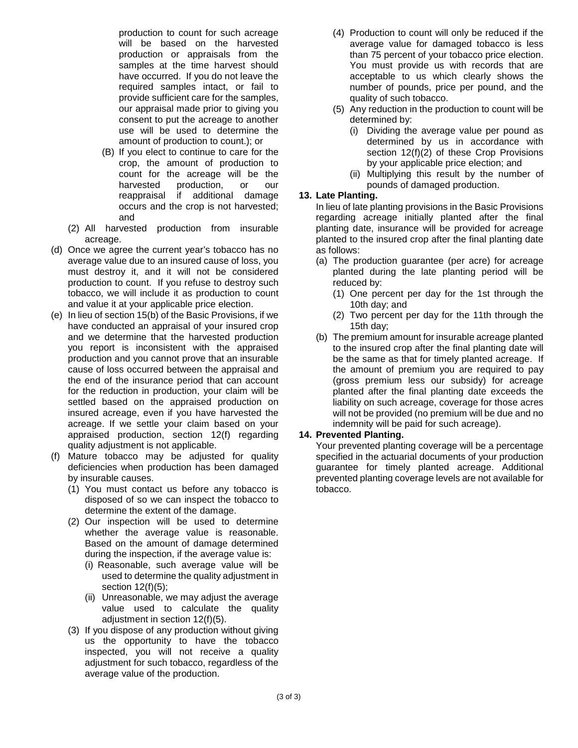production to count for such acreage will be based on the harvested production or appraisals from the samples at the time harvest should have occurred. If you do not leave the required samples intact, or fail to provide sufficient care for the samples, our appraisal made prior to giving you consent to put the acreage to another use will be used to determine the amount of production to count.); or

- (B) If you elect to continue to care for the crop, the amount of production to count for the acreage will be the harvested production, or our reappraisal if additional damage occurs and the crop is not harvested; and

- (2) All harvested production from insurable acreage.

- (d) Once we agree the current year's tobacco has no average value due to an insured cause of loss, you must destroy it, and it will not be considered production to count. If you refuse to destroy such tobacco, we will include it as production to count and value it at your applicable price election.
- (e) In lieu of section 15(b) of the Basic Provisions, if we have conducted an appraisal of your insured crop and we determine that the harvested production you report is inconsistent with the appraised production and you cannot prove that an insurable cause of loss occurred between the appraisal and the end of the insurance period that can account for the reduction in production, your claim will be settled based on the appraised production on insured acreage, even if you have harvested the acreage. If we settle your claim based on your appraised production, section 12(f) regarding quality adjustment is not applicable.
- (f) Mature tobacco may be adjusted for quality deficiencies when production has been damaged by insurable causes.
  - (1) You must contact us before any tobacco is disposed of so we can inspect the tobacco to determine the extent of the damage.
  - (2) Our inspection will be used to determine whether the average value is reasonable. Based on the amount of damage determined during the inspection, if the average value is:
    - (i) Reasonable, such average value will be used to determine the quality adjustment in section 12(f)(5);
    - (ii) Unreasonable, we may adjust the average value used to calculate the quality adjustment in section 12(f)(5).
  - (3) If you dispose of any production without giving us the opportunity to have the tobacco inspected, you will not receive a quality adjustment for such tobacco, regardless of the average value of the production.
  - (4) Production to count will only be reduced if the average value for damaged tobacco is less than 75 percent of your tobacco price election. You must provide us with records that are acceptable to us which clearly shows the number of pounds, price per pound, and the quality of such tobacco.
  - (5) Any reduction in the production to count will be determined by:
    - (i) Dividing the average value per pound as determined by us in accordance with section 12(f)(2) of these Crop Provisions by your applicable price election; and
    - (ii) Multiplying this result by the number of pounds of damaged production.

**13. Late Planting.**

In lieu of late planting provisions in the Basic Provisions regarding acreage initially planted after the final planting date, insurance will be provided for acreage planted to the insured crop after the final planting date as follows:

- (a) The production guarantee (per acre) for acreage planted during the late planting period will be reduced by:
  - (1) One percent per day for the 1st through the 10th day; and
  - (2) Two percent per day for the 11th through the 15th day;
- (b) The premium amount for insurable acreage planted to the insured crop after the final planting date will be the same as that for timely planted acreage. If the amount of premium you are required to pay (gross premium less our subsidy) for acreage planted after the final planting date exceeds the liability on such acreage, coverage for those acres will not be provided (no premium will be due and no indemnity will be paid for such acreage).

**14. Prevented Planting.**

Your prevented planting coverage will be a percentage specified in the actuarial documents of your production guarantee for timely planted acreage. Additional prevented planting coverage levels are not available for tobacco.